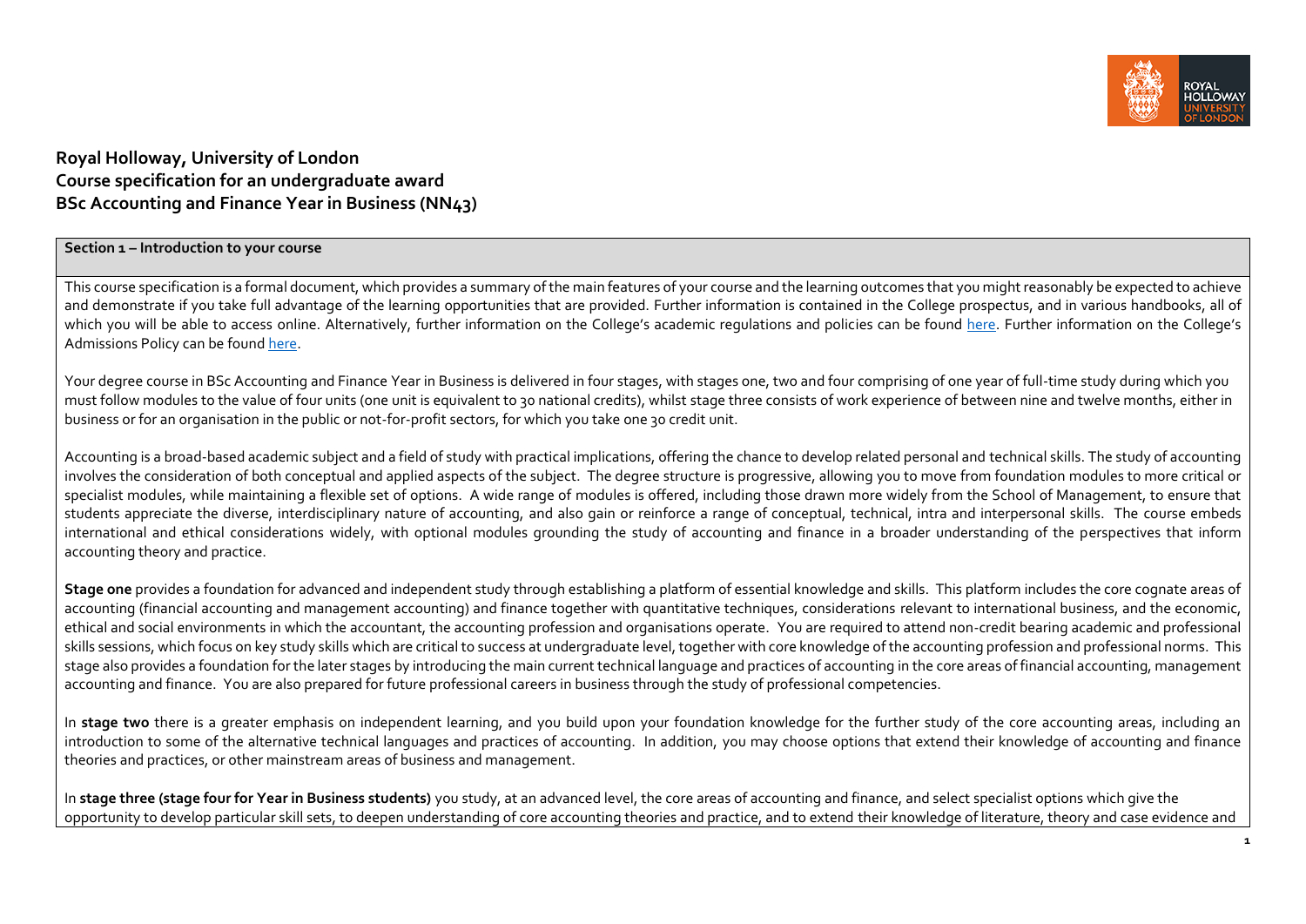**Royal Holloway, University of London**
**Course specification for an undergraduate award**
**BSc Accounting and Finance Year in Business (NN43)**

**Section 1 – Introduction to your course**

This course specification is a formal document, which provides a summary of the main features of your course and the learning outcomes that you might reasonably be expected to achieve and demonstrate if you take full advantage of the learning opportunities that are provided. Further information is contained in the College prospectus, and in various handbooks, all of which you will be able to access online. Alternatively, further information on the College's academic regulations and policies can be found here. Further information on the College's Admissions Policy can be found here.

Your degree course in BSc Accounting and Finance Year in Business is delivered in four stages, with stages one, two and four comprising of one year of full-time study during which you must follow modules to the value of four units (one unit is equivalent to 30 national credits), whilst stage three consists of work experience of between nine and twelve months, either in business or for an organisation in the public or not-for-profit sectors, for which you take one 30 credit unit.

Accounting is a broad-based academic subject and a field of study with practical implications, offering the chance to develop related personal and technical skills. The study of accounting involves the consideration of both conceptual and applied aspects of the subject. The degree structure is progressive, allowing you to move from foundation modules to more critical or specialist modules, while maintaining a flexible set of options. A wide range of modules is offered, including those drawn more widely from the School of Management, to ensure that students appreciate the diverse, interdisciplinary nature of accounting, and also gain or reinforce a range of conceptual, technical, intra and interpersonal skills. The course embeds international and ethical considerations widely, with optional modules grounding the study of accounting and finance in a broader understanding of the perspectives that inform accounting theory and practice.

**Stage one** provides a foundation for advanced and independent study through establishing a platform of essential knowledge and skills. This platform includes the core cognate areas of accounting (financial accounting and management accounting) and finance together with quantitative techniques, considerations relevant to international business, and the economic, ethical and social environments in which the accountant, the accounting profession and organisations operate. You are required to attend non-credit bearing academic and professional skills sessions, which focus on key study skills which are critical to success at undergraduate level, together with core knowledge of the accounting profession and professional norms. This stage also provides a foundation for the later stages by introducing the main current technical language and practices of accounting in the core areas of financial accounting, management accounting and finance. You are also prepared for future professional careers in business through the study of professional competencies.

In **stage two** there is a greater emphasis on independent learning, and you build upon your foundation knowledge for the further study of the core accounting areas, including an introduction to some of the alternative technical languages and practices of accounting. In addition, you may choose options that extend their knowledge of accounting and finance theories and practices, or other mainstream areas of business and management.

In **stage three (stage four for Year in Business students)** you study, at an advanced level, the core areas of accounting and finance, and select specialist options which give the opportunity to develop particular skill sets, to deepen understanding of core accounting theories and practice, and to extend their knowledge of literature, theory and case evidence and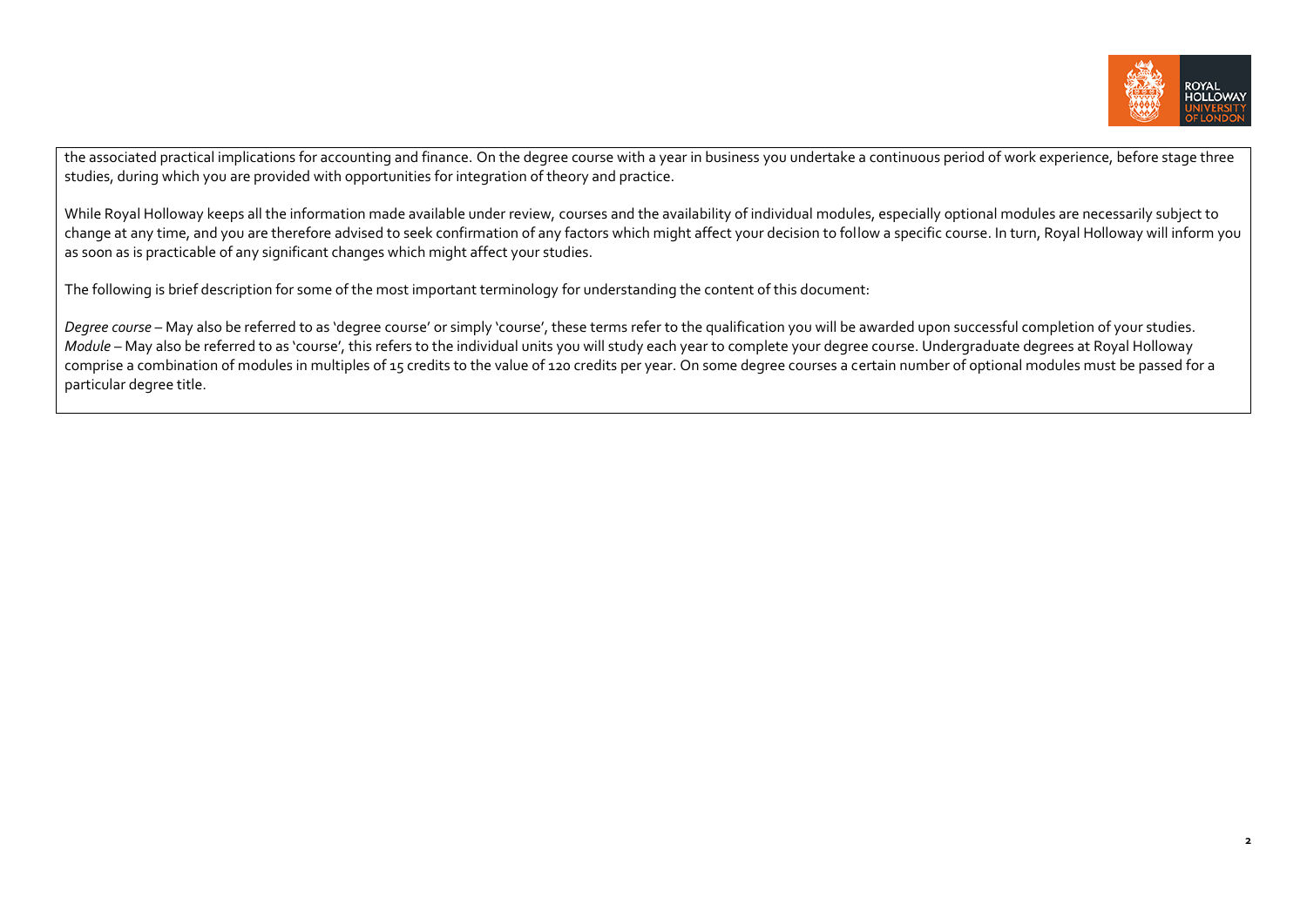the associated practical implications for accounting and finance. On the degree course with a year in business you undertake a continuous period of work experience, before stage three studies, during which you are provided with opportunities for integration of theory and practice.

While Royal Holloway keeps all the information made available under review, courses and the availability of individual modules, especially optional modules are necessarily subject to change at any time, and you are therefore advised to seek confirmation of any factors which might affect your decision to follow a specific course. In turn, Royal Holloway will inform you as soon as is practicable of any significant changes which might affect your studies.

The following is brief description for some of the most important terminology for understanding the content of this document:

*Degree course* – May also be referred to as 'degree course' or simply 'course', these terms refer to the qualification you will be awarded upon successful completion of your studies.
*Module* – May also be referred to as 'course', this refers to the individual units you will study each year to complete your degree course. Undergraduate degrees at Royal Holloway comprise a combination of modules in multiples of 15 credits to the value of 120 credits per year. On some degree courses a certain number of optional modules must be passed for a particular degree title.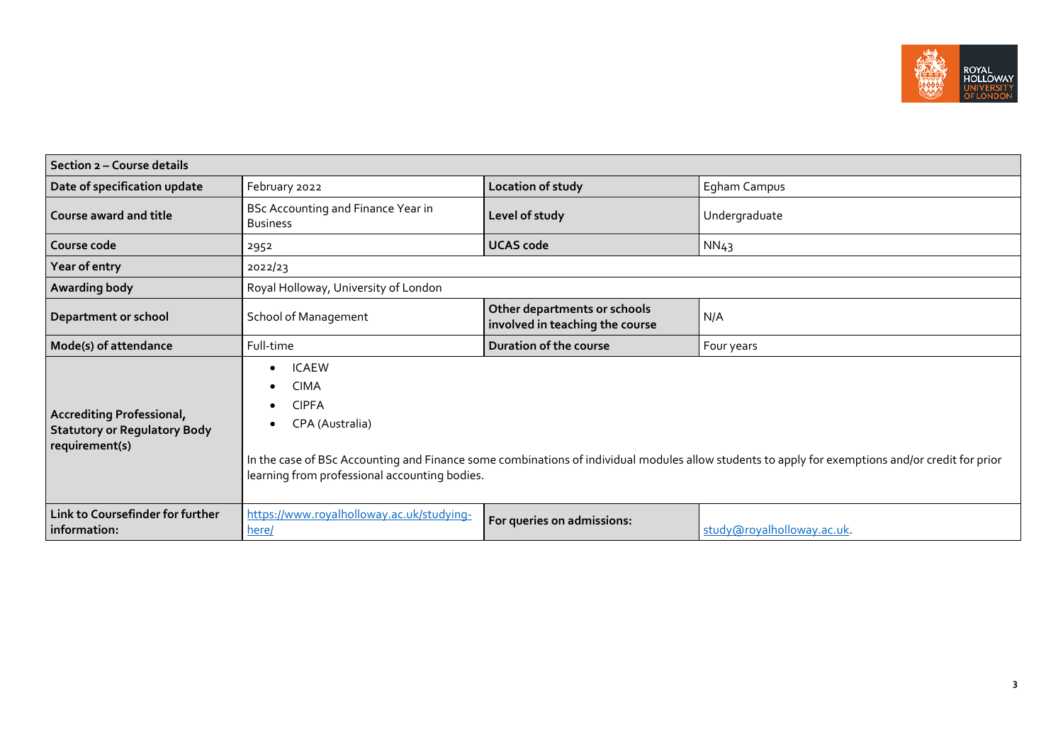| Section 2 – Course details | | | |
|---|---|---|---|
| **Date of specification update** | February 2022 | **Location of study** | Egham Campus |
| **Course award and title** | BSc Accounting and Finance Year in Business | **Level of study** | Undergraduate |
| **Course code** | 2952 | **UCAS code** | NN43 |
| **Year of entry** | 2022/23 | | |
| **Awarding body** | Royal Holloway, University of London | | |
| **Department or school** | School of Management | **Other departments or schools involved in teaching the course** | N/A |
| **Mode(s) of attendance** | Full-time | **Duration of the course** | Four years |
| **Accrediting Professional, Statutory or Regulatory Body requirement(s)** | • ICAEW<br>• CIMA<br>• CIPFA<br>• CPA (Australia)<br><br>In the case of BSc Accounting and Finance some combinations of individual modules allow students to apply for exemptions and/or credit for prior learning from professional accounting bodies. | | |
| **Link to Coursefinder for further information:** | https://www.royalholloway.ac.uk/studying-here/ | **For queries on admissions:** | study@royalholloway.ac.uk. |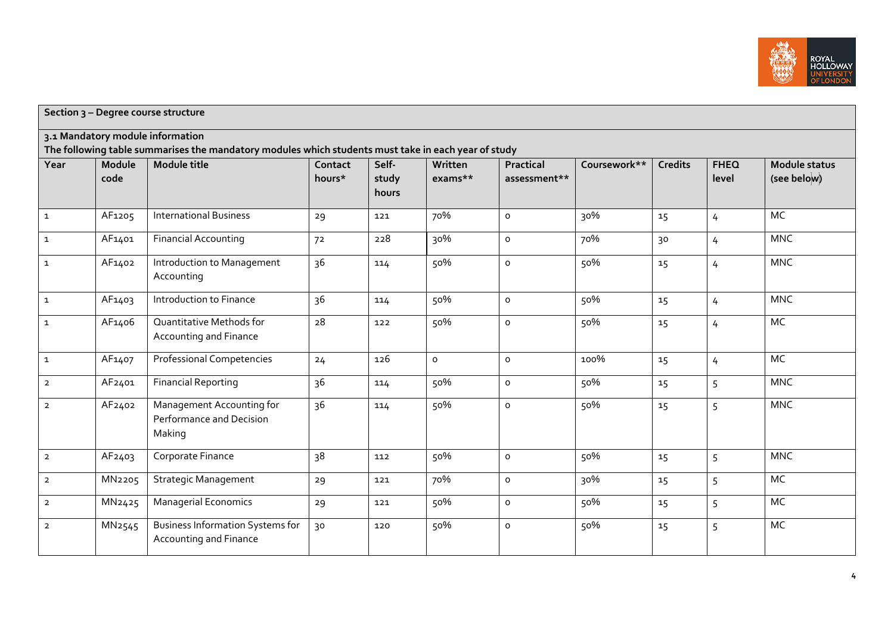## Section 3 – Degree course structure

### 3.1 Mandatory module information

**The following table summarises the mandatory modules which students must take in each year of study**

| Year | Module code | Module title | Contact hours* | Self-study hours | Written exams** | Practical assessment** | Coursework** | Credits | FHEQ level | Module status (see below) |
|---|---|---|---|---|---|---|---|---|---|---|
| 1 | AF1205 | International Business | 29 | 121 | 70% | 0 | 30% | 15 | 4 | MC |
| 1 | AF1401 | Financial Accounting | 72 | 228 | 30% | 0 | 70% | 30 | 4 | MNC |
| 1 | AF1402 | Introduction to Management Accounting | 36 | 114 | 50% | 0 | 50% | 15 | 4 | MNC |
| 1 | AF1403 | Introduction to Finance | 36 | 114 | 50% | 0 | 50% | 15 | 4 | MNC |
| 1 | AF1406 | Quantitative Methods for Accounting and Finance | 28 | 122 | 50% | 0 | 50% | 15 | 4 | MC |
| 1 | AF1407 | Professional Competencies | 24 | 126 | 0 | 0 | 100% | 15 | 4 | MC |
| 2 | AF2401 | Financial Reporting | 36 | 114 | 50% | 0 | 50% | 15 | 5 | MNC |
| 2 | AF2402 | Management Accounting for Performance and Decision Making | 36 | 114 | 50% | 0 | 50% | 15 | 5 | MNC |
| 2 | AF2403 | Corporate Finance | 38 | 112 | 50% | 0 | 50% | 15 | 5 | MNC |
| 2 | MN2205 | Strategic Management | 29 | 121 | 70% | 0 | 30% | 15 | 5 | MC |
| 2 | MN2425 | Managerial Economics | 29 | 121 | 50% | 0 | 50% | 15 | 5 | MC |
| 2 | MN2545 | Business Information Systems for Accounting and Finance | 30 | 120 | 50% | 0 | 50% | 15 | 5 | MC |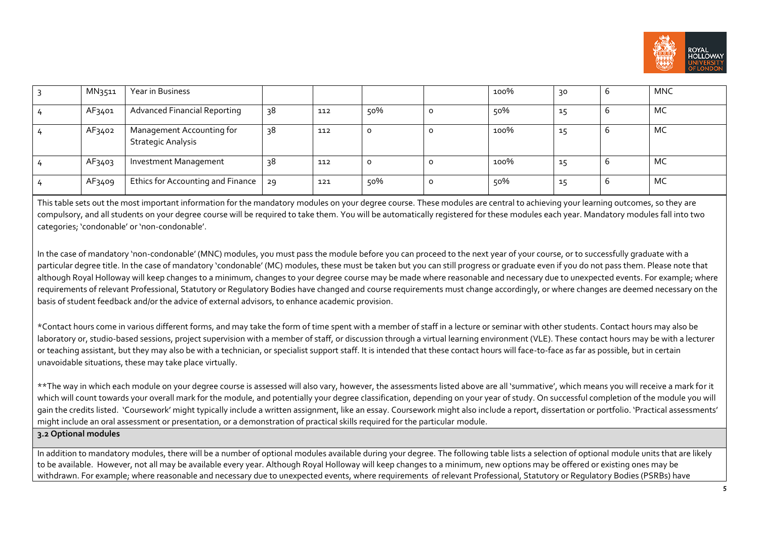| | | | | | | | | | | |
|---|---|---|---|---|---|---|---|---|---|---|
| 3 | MN3511 | Year in Business | | | | | 100% | 30 | 6 | MNC |
| 4 | AF3401 | Advanced Financial Reporting | 38 | 112 | 50% | 0 | 50% | 15 | 6 | MC |
| 4 | AF3402 | Management Accounting for Strategic Analysis | 38 | 112 | 0 | 0 | 100% | 15 | 6 | MC |
| 4 | AF3403 | Investment Management | 38 | 112 | 0 | 0 | 100% | 15 | 6 | MC |
| 4 | AF3409 | Ethics for Accounting and Finance | 29 | 121 | 50% | 0 | 50% | 15 | 6 | MC |

This table sets out the most important information for the mandatory modules on your degree course. These modules are central to achieving your learning outcomes, so they are compulsory, and all students on your degree course will be required to take them. You will be automatically registered for these modules each year. Mandatory modules fall into two categories; 'condonable' or 'non-condonable'.

In the case of mandatory 'non-condonable' (MNC) modules, you must pass the module before you can proceed to the next year of your course, or to successfully graduate with a particular degree title. In the case of mandatory 'condonable' (MC) modules, these must be taken but you can still progress or graduate even if you do not pass them. Please note that although Royal Holloway will keep changes to a minimum, changes to your degree course may be made where reasonable and necessary due to unexpected events. For example; where requirements of relevant Professional, Statutory or Regulatory Bodies have changed and course requirements must change accordingly, or where changes are deemed necessary on the basis of student feedback and/or the advice of external advisors, to enhance academic provision.

*Contact hours come in various different forms, and may take the form of time spent with a member of staff in a lecture or seminar with other students. Contact hours may also be laboratory or, studio-based sessions, project supervision with a member of staff, or discussion through a virtual learning environment (VLE). These contact hours may be with a lecturer or teaching assistant, but they may also be with a technician, or specialist support staff. It is intended that these contact hours will face-to-face as far as possible, but in certain unavoidable situations, these may take place virtually.

**The way in which each module on your degree course is assessed will also vary, however, the assessments listed above are all 'summative', which means you will receive a mark for it which will count towards your overall mark for the module, and potentially your degree classification, depending on your year of study. On successful completion of the module you will gain the credits listed. 'Coursework' might typically include a written assignment, like an essay. Coursework might also include a report, dissertation or portfolio. 'Practical assessments' might include an oral assessment or presentation, or a demonstration of practical skills required for the particular module.

### 3.2 Optional modules

In addition to mandatory modules, there will be a number of optional modules available during your degree. The following table lists a selection of optional module units that are likely to be available. However, not all may be available every year. Although Royal Holloway will keep changes to a minimum, new options may be offered or existing ones may be withdrawn. For example; where reasonable and necessary due to unexpected events, where requirements of relevant Professional, Statutory or Regulatory Bodies (PSRBs) have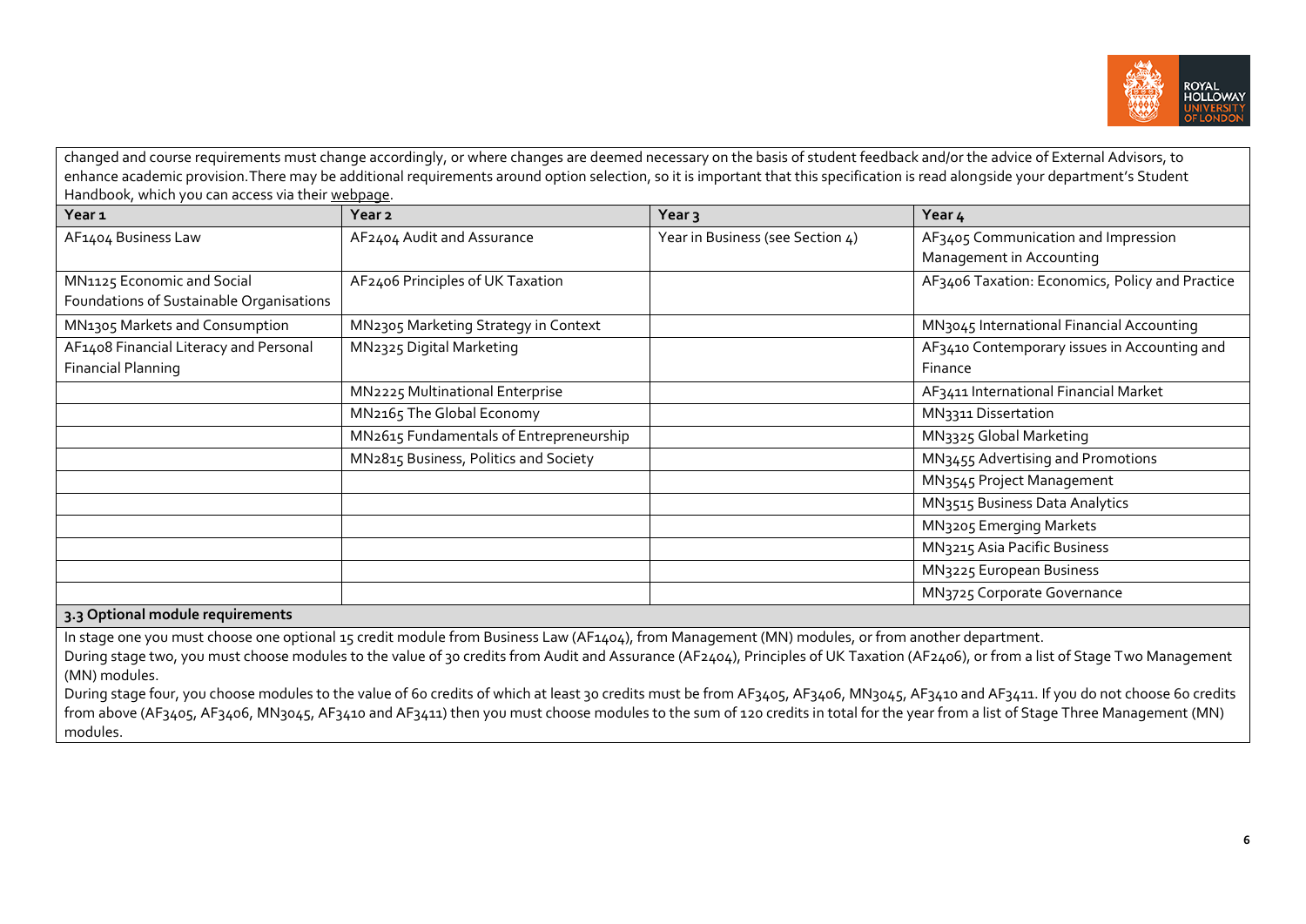changed and course requirements must change accordingly, or where changes are deemed necessary on the basis of student feedback and/or the advice of External Advisors, to enhance academic provision. There may be additional requirements around option selection, so it is important that this specification is read alongside your department's Student Handbook, which you can access via their webpage.

| Year 1 | Year 2 | Year 3 | Year 4 |
|---|---|---|---|
| AF1404 Business Law | AF2404 Audit and Assurance | Year in Business (see Section 4) | AF3405 Communication and Impression Management in Accounting |
| MN1125 Economic and Social Foundations of Sustainable Organisations | AF2406 Principles of UK Taxation | | AF3406 Taxation: Economics, Policy and Practice |
| MN1305 Markets and Consumption | MN2305 Marketing Strategy in Context | | MN3045 International Financial Accounting |
| AF1408 Financial Literacy and Personal Financial Planning | MN2325 Digital Marketing | | AF3410 Contemporary issues in Accounting and Finance |
| | MN2225 Multinational Enterprise | | AF3411 International Financial Market |
| | MN2165 The Global Economy | | MN3311 Dissertation |
| | MN2615 Fundamentals of Entrepreneurship | | MN3325 Global Marketing |
| | MN2815 Business, Politics and Society | | MN3455 Advertising and Promotions |
| | | | MN3545 Project Management |
| | | | MN3515 Business Data Analytics |
| | | | MN3205 Emerging Markets |
| | | | MN3215 Asia Pacific Business |
| | | | MN3225 European Business |
| | | | MN3725 Corporate Governance |

### 3.3 Optional module requirements

In stage one you must choose one optional 15 credit module from Business Law (AF1404), from Management (MN) modules, or from another department.

During stage two, you must choose modules to the value of 30 credits from Audit and Assurance (AF2404), Principles of UK Taxation (AF2406), or from a list of Stage Two Management (MN) modules.

During stage four, you choose modules to the value of 60 credits of which at least 30 credits must be from AF3405, AF3406, MN3045, AF3410 and AF3411. If you do not choose 60 credits from above (AF3405, AF3406, MN3045, AF3410 and AF3411) then you must choose modules to the sum of 120 credits in total for the year from a list of Stage Three Management (MN) modules.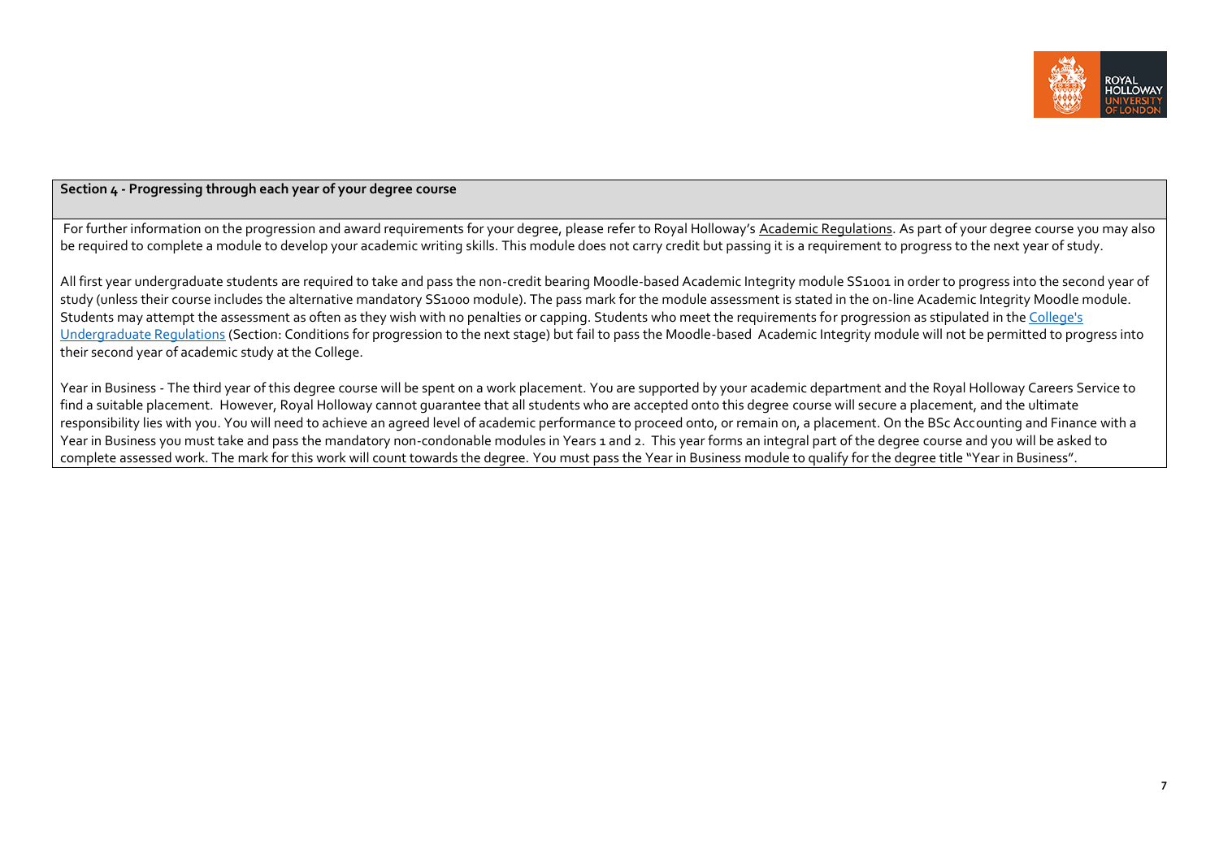## Section 4 - Progressing through each year of your degree course

For further information on the progression and award requirements for your degree, please refer to Royal Holloway's Academic Regulations. As part of your degree course you may also be required to complete a module to develop your academic writing skills. This module does not carry credit but passing it is a requirement to progress to the next year of study.

All first year undergraduate students are required to take and pass the non-credit bearing Moodle-based Academic Integrity module SS1001 in order to progress into the second year of study (unless their course includes the alternative mandatory SS1000 module). The pass mark for the module assessment is stated in the on-line Academic Integrity Moodle module. Students may attempt the assessment as often as they wish with no penalties or capping. Students who meet the requirements for progression as stipulated in the College's Undergraduate Regulations (Section: Conditions for progression to the next stage) but fail to pass the Moodle-based Academic Integrity module will not be permitted to progress into their second year of academic study at the College.

Year in Business - The third year of this degree course will be spent on a work placement. You are supported by your academic department and the Royal Holloway Careers Service to find a suitable placement. However, Royal Holloway cannot guarantee that all students who are accepted onto this degree course will secure a placement, and the ultimate responsibility lies with you. You will need to achieve an agreed level of academic performance to proceed onto, or remain on, a placement. On the BSc Accounting and Finance with a Year in Business you must take and pass the mandatory non-condonable modules in Years 1 and 2. This year forms an integral part of the degree course and you will be asked to complete assessed work. The mark for this work will count towards the degree. You must pass the Year in Business module to qualify for the degree title "Year in Business".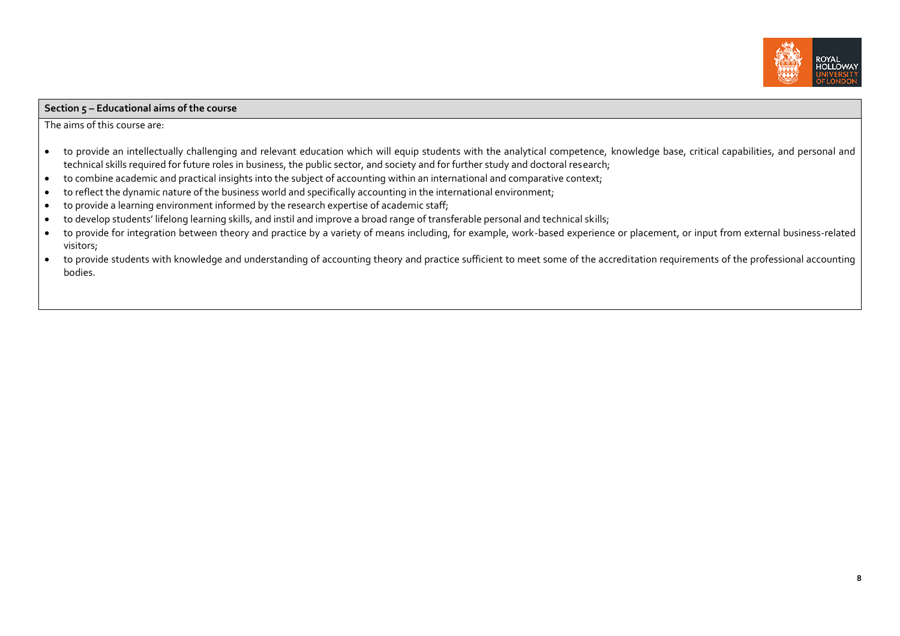**Section 5 – Educational aims of the course**

The aims of this course are:

- to provide an intellectually challenging and relevant education which will equip students with the analytical competence, knowledge base, critical capabilities, and personal and technical skills required for future roles in business, the public sector, and society and for further study and doctoral research;
- to combine academic and practical insights into the subject of accounting within an international and comparative context;
- to reflect the dynamic nature of the business world and specifically accounting in the international environment;
- to provide a learning environment informed by the research expertise of academic staff;
- to develop students' lifelong learning skills, and instil and improve a broad range of transferable personal and technical skills;
- to provide for integration between theory and practice by a variety of means including, for example, work-based experience or placement, or input from external business-related visitors;
- to provide students with knowledge and understanding of accounting theory and practice sufficient to meet some of the accreditation requirements of the professional accounting bodies.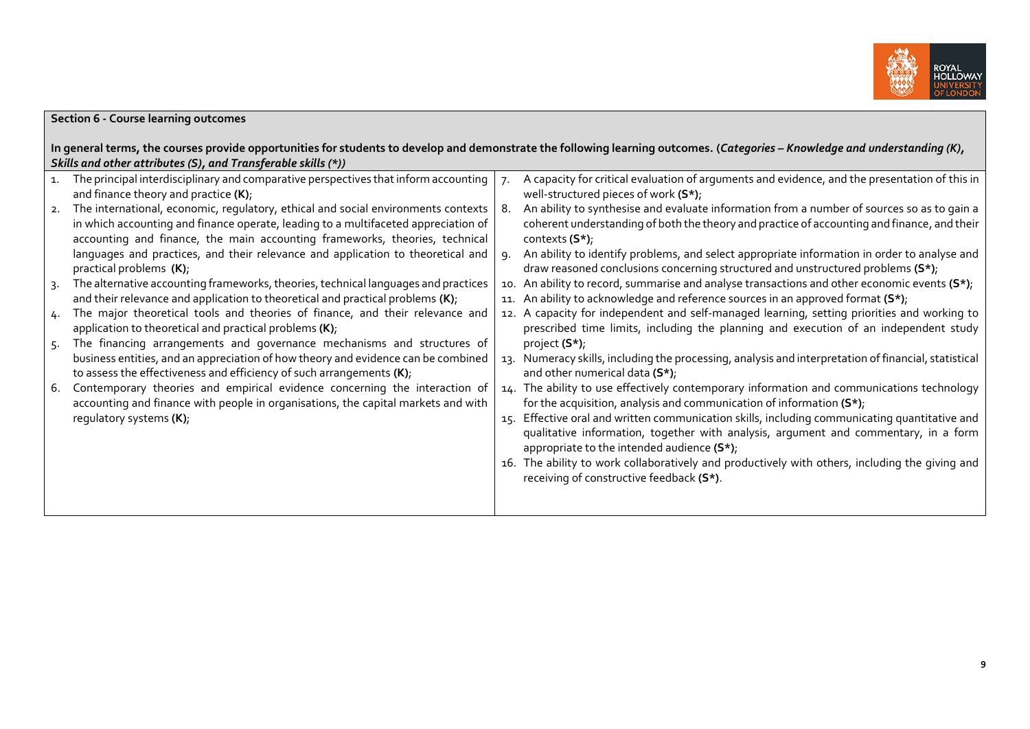**Section 6 - Course learning outcomes**

**In general terms, the courses provide opportunities for students to develop and demonstrate the following learning outcomes. (*Categories – Knowledge and understanding (K), Skills and other attributes (S), and Transferable skills (*)*)**

1. The principal interdisciplinary and comparative perspectives that inform accounting and finance theory and practice **(K)**;
2. The international, economic, regulatory, ethical and social environments contexts in which accounting and finance operate, leading to a multifaceted appreciation of accounting and finance, the main accounting frameworks, theories, technical languages and practices, and their relevance and application to theoretical and practical problems **(K)**;
3. The alternative accounting frameworks, theories, technical languages and practices and their relevance and application to theoretical and practical problems **(K)**;
4. The major theoretical tools and theories of finance, and their relevance and application to theoretical and practical problems **(K)**;
5. The financing arrangements and governance mechanisms and structures of business entities, and an appreciation of how theory and evidence can be combined to assess the effectiveness and efficiency of such arrangements **(K)**;
6. Contemporary theories and empirical evidence concerning the interaction of accounting and finance with people in organisations, the capital markets and with regulatory systems **(K)**;
7. A capacity for critical evaluation of arguments and evidence, and the presentation of this in well-structured pieces of work **(S*)**;
8. An ability to synthesise and evaluate information from a number of sources so as to gain a coherent understanding of both the theory and practice of accounting and finance, and their contexts **(S*)**;
9. An ability to identify problems, and select appropriate information in order to analyse and draw reasoned conclusions concerning structured and unstructured problems **(S*)**;
10. An ability to record, summarise and analyse transactions and other economic events **(S*)**;
11. An ability to acknowledge and reference sources in an approved format **(S*)**;
12. A capacity for independent and self-managed learning, setting priorities and working to prescribed time limits, including the planning and execution of an independent study project **(S*)**;
13. Numeracy skills, including the processing, analysis and interpretation of financial, statistical and other numerical data **(S*)**;
14. The ability to use effectively contemporary information and communications technology for the acquisition, analysis and communication of information **(S*)**;
15. Effective oral and written communication skills, including communicating quantitative and qualitative information, together with analysis, argument and commentary, in a form appropriate to the intended audience **(S*)**;
16. The ability to work collaboratively and productively with others, including the giving and receiving of constructive feedback **(S*)**.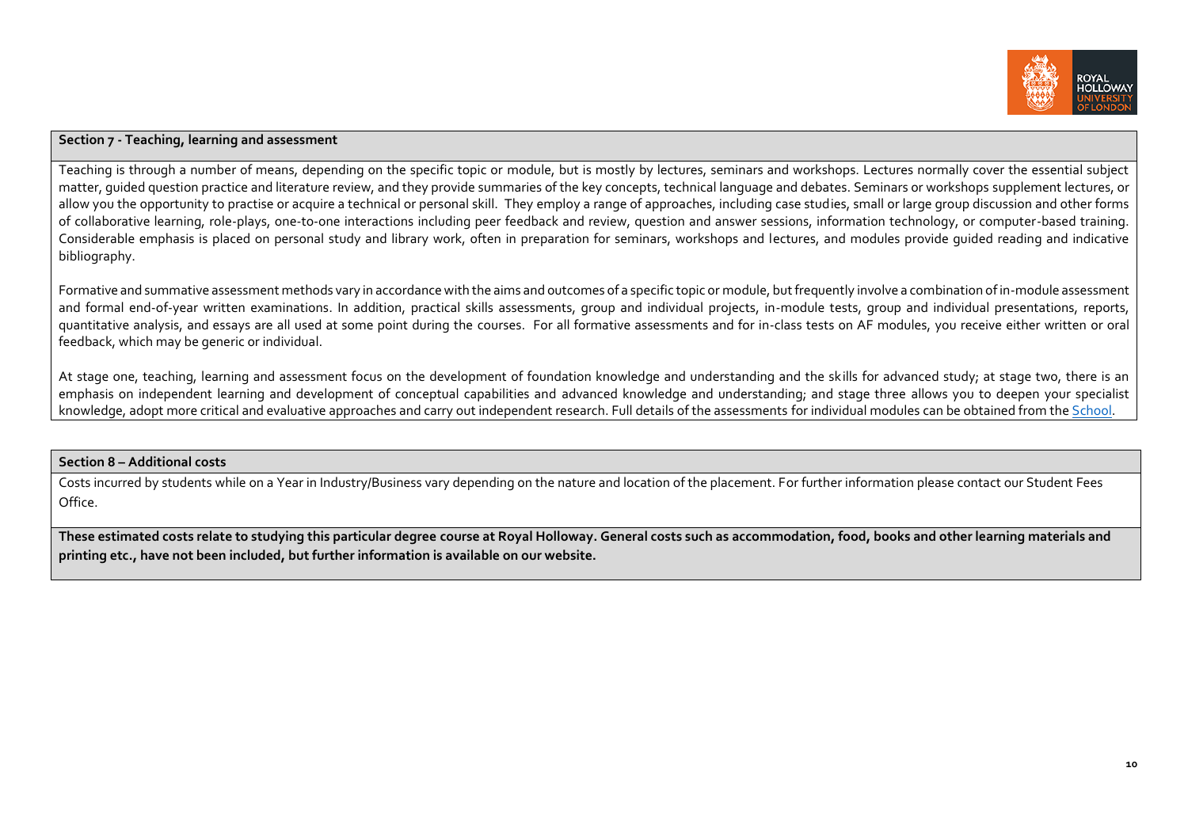**Section 7 - Teaching, learning and assessment**

Teaching is through a number of means, depending on the specific topic or module, but is mostly by lectures, seminars and workshops. Lectures normally cover the essential subject matter, guided question practice and literature review, and they provide summaries of the key concepts, technical language and debates. Seminars or workshops supplement lectures, or allow you the opportunity to practise or acquire a technical or personal skill. They employ a range of approaches, including case studies, small or large group discussion and other forms of collaborative learning, role-plays, one-to-one interactions including peer feedback and review, question and answer sessions, information technology, or computer-based training. Considerable emphasis is placed on personal study and library work, often in preparation for seminars, workshops and lectures, and modules provide guided reading and indicative bibliography.

Formative and summative assessment methods vary in accordance with the aims and outcomes of a specific topic or module, but frequently involve a combination of in-module assessment and formal end-of-year written examinations. In addition, practical skills assessments, group and individual projects, in-module tests, group and individual presentations, reports, quantitative analysis, and essays are all used at some point during the courses. For all formative assessments and for in-class tests on AF modules, you receive either written or oral feedback, which may be generic or individual.

At stage one, teaching, learning and assessment focus on the development of foundation knowledge and understanding and the skills for advanced study; at stage two, there is an emphasis on independent learning and development of conceptual capabilities and advanced knowledge and understanding; and stage three allows you to deepen your specialist knowledge, adopt more critical and evaluative approaches and carry out independent research. Full details of the assessments for individual modules can be obtained from the School.

**Section 8 – Additional costs**

Costs incurred by students while on a Year in Industry/Business vary depending on the nature and location of the placement. For further information please contact our Student Fees Office.

**These estimated costs relate to studying this particular degree course at Royal Holloway. General costs such as accommodation, food, books and other learning materials and printing etc., have not been included, but further information is available on our website.**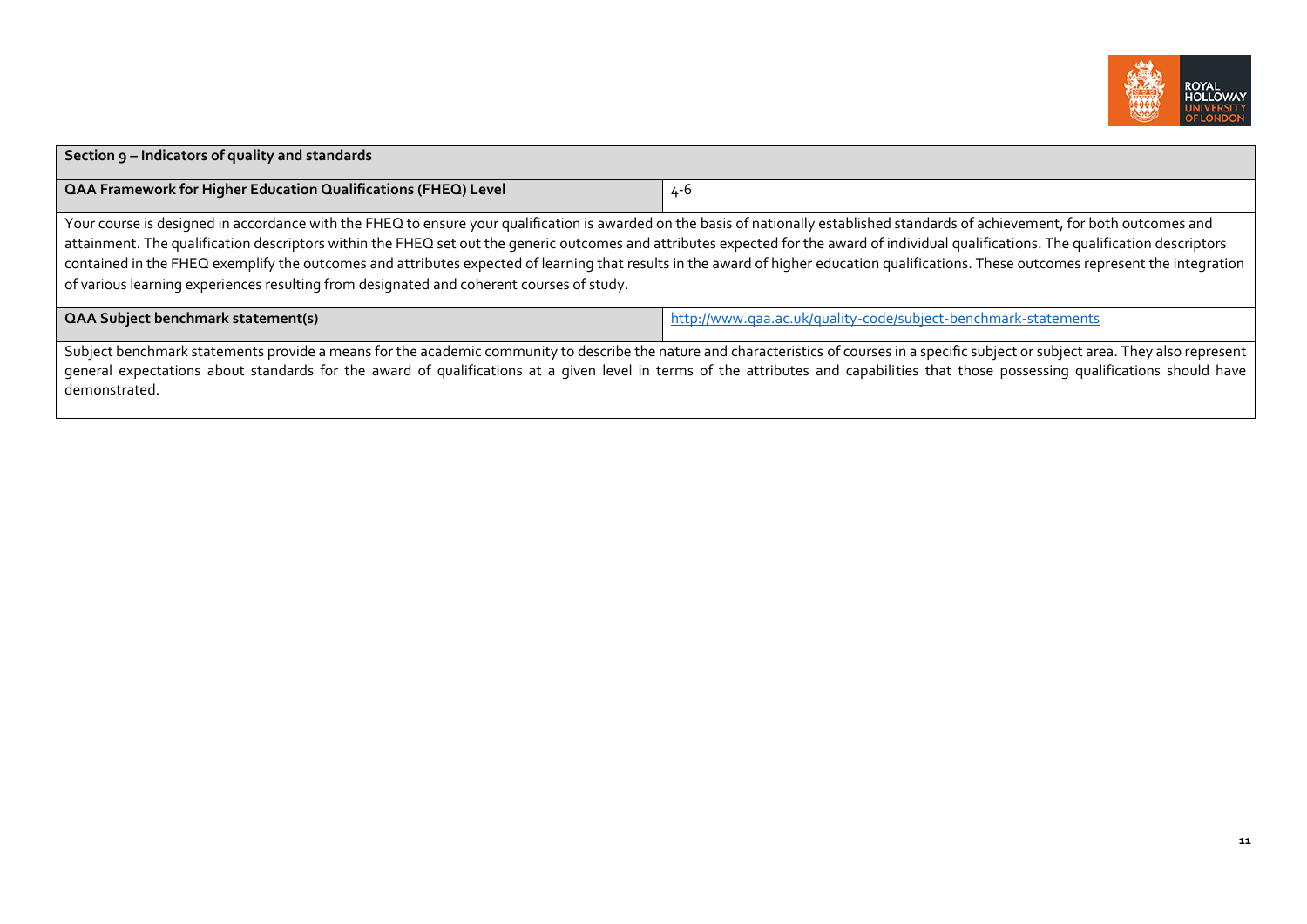| Section 9 – Indicators of quality and standards | |
|---|---|
| **QAA Framework for Higher Education Qualifications (FHEQ) Level** | 4-6 |
| Your course is designed in accordance with the FHEQ to ensure your qualification is awarded on the basis of nationally established standards of achievement, for both outcomes and attainment. The qualification descriptors within the FHEQ set out the generic outcomes and attributes expected for the award of individual qualifications. The qualification descriptors contained in the FHEQ exemplify the outcomes and attributes expected of learning that results in the award of higher education qualifications. These outcomes represent the integration of various learning experiences resulting from designated and coherent courses of study. | |
| **QAA Subject benchmark statement(s)** | http://www.qaa.ac.uk/quality-code/subject-benchmark-statements |
| Subject benchmark statements provide a means for the academic community to describe the nature and characteristics of courses in a specific subject or subject area. They also represent general expectations about standards for the award of qualifications at a given level in terms of the attributes and capabilities that those possessing qualifications should have demonstrated. | |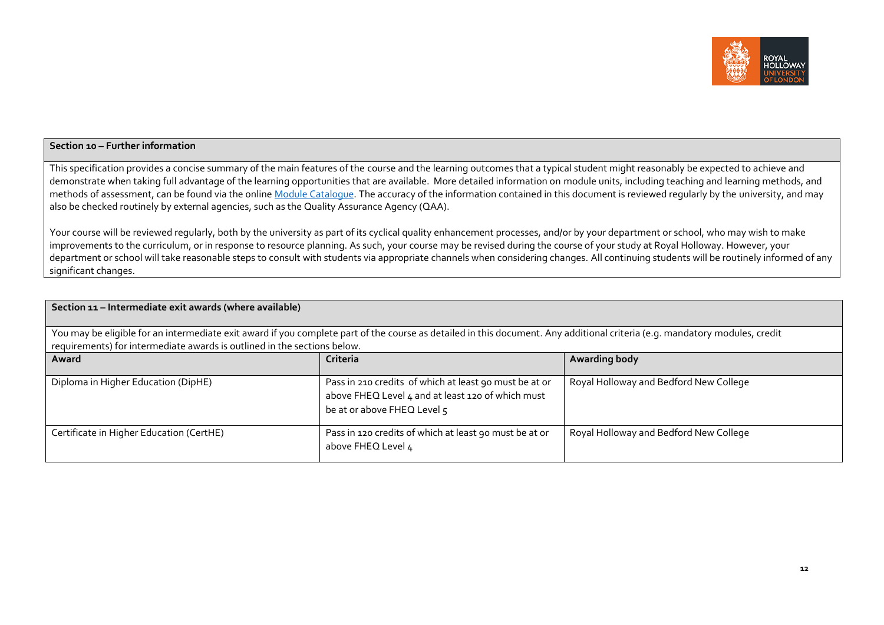| **Section 10 – Further information** |
|---|
| This specification provides a concise summary of the main features of the course and the learning outcomes that a typical student might reasonably be expected to achieve and demonstrate when taking full advantage of the learning opportunities that are available. More detailed information on module units, including teaching and learning methods, and methods of assessment, can be found via the online [Module Catalogue](). The accuracy of the information contained in this document is reviewed regularly by the university, and may also be checked routinely by external agencies, such as the Quality Assurance Agency (QAA).<br><br>Your course will be reviewed regularly, both by the university as part of its cyclical quality enhancement processes, and/or by your department or school, who may wish to make improvements to the curriculum, or in response to resource planning. As such, your course may be revised during the course of your study at Royal Holloway. However, your department or school will take reasonable steps to consult with students via appropriate channels when considering changes. All continuing students will be routinely informed of any significant changes. |

| **Section 11 – Intermediate exit awards (where available)** | | |
|---|---|---|
| You may be eligible for an intermediate exit award if you complete part of the course as detailed in this document. Any additional criteria (e.g. mandatory modules, credit requirements) for intermediate awards is outlined in the sections below. | | |
| **Award** | **Criteria** | **Awarding body** |
| Diploma in Higher Education (DipHE) | Pass in 210 credits of which at least 90 must be at or above FHEQ Level 4 and at least 120 of which must be at or above FHEQ Level 5 | Royal Holloway and Bedford New College |
| Certificate in Higher Education (CertHE) | Pass in 120 credits of which at least 90 must be at or above FHEQ Level 4 | Royal Holloway and Bedford New College |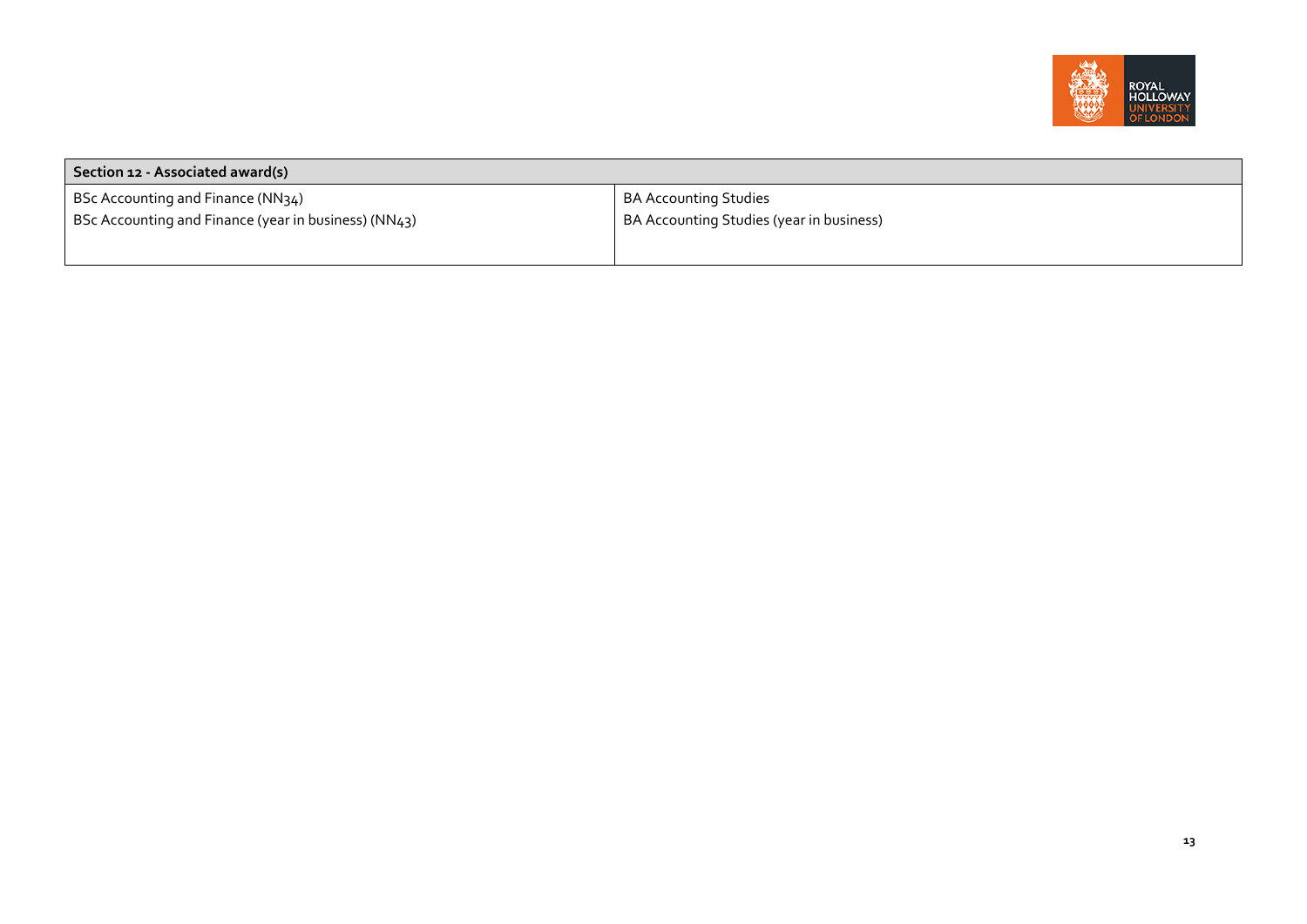| Section 12 - Associated award(s) | |
|---|---|
| BSc Accounting and Finance (NN34)<br>BSc Accounting and Finance (year in business) (NN43) | BA Accounting Studies<br>BA Accounting Studies (year in business) |